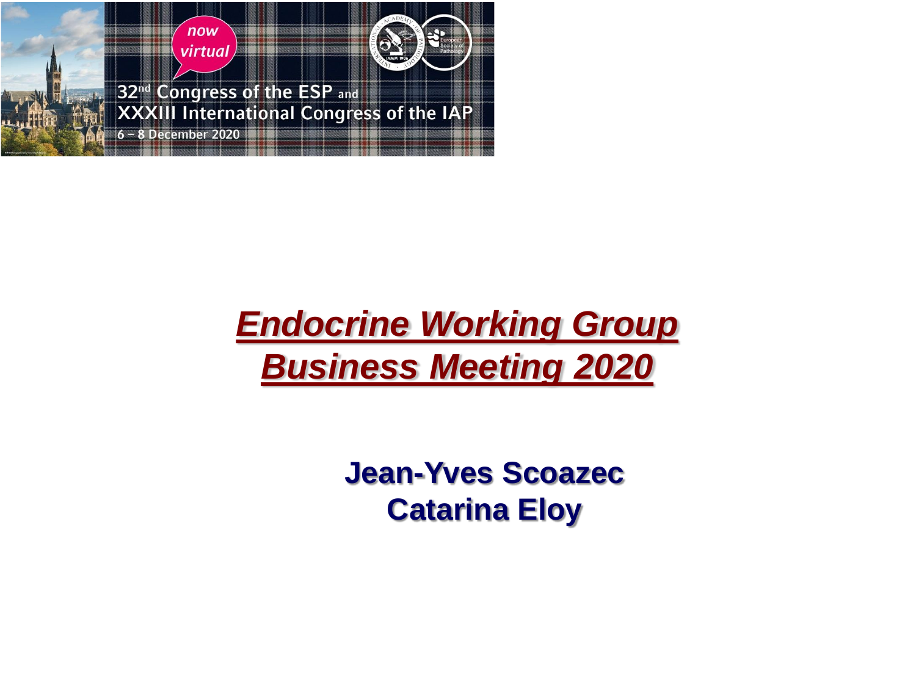32[nd] Congress of the ESP and XXXIII International Congress of the IAP

6 – 8 December 2020

now virtual

# *Endocrine Working Group Business Meeting 2020*

**Jean-Yves Scoazec**
**Catarina Eloy**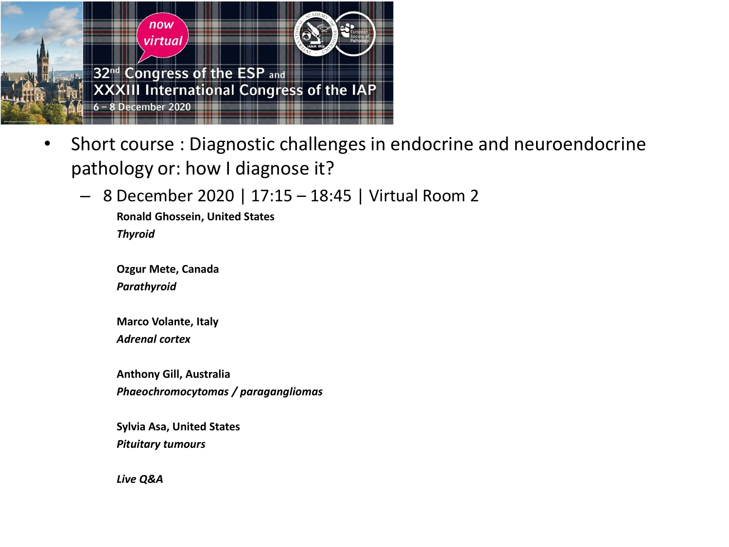now virtual

32nd Congress of the ESP and XXXIII International Congress of the IAP

6 – 8 December 2020

- Short course : Diagnostic challenges in endocrine and neuroendocrine pathology or: how I diagnose it?
  - 8 December 2020 | 17:15 – 18:45 | Virtual Room 2

    **Ronald Ghossein, United States**
    ***Thyroid***

    **Ozgur Mete, Canada**
    ***Parathyroid***

    **Marco Volante, Italy**
    ***Adrenal cortex***

    **Anthony Gill, Australia**
    ***Phaeochromocytomas / paragangliomas***

    **Sylvia Asa, United States**
    ***Pituitary tumours***

    ***Live Q&A***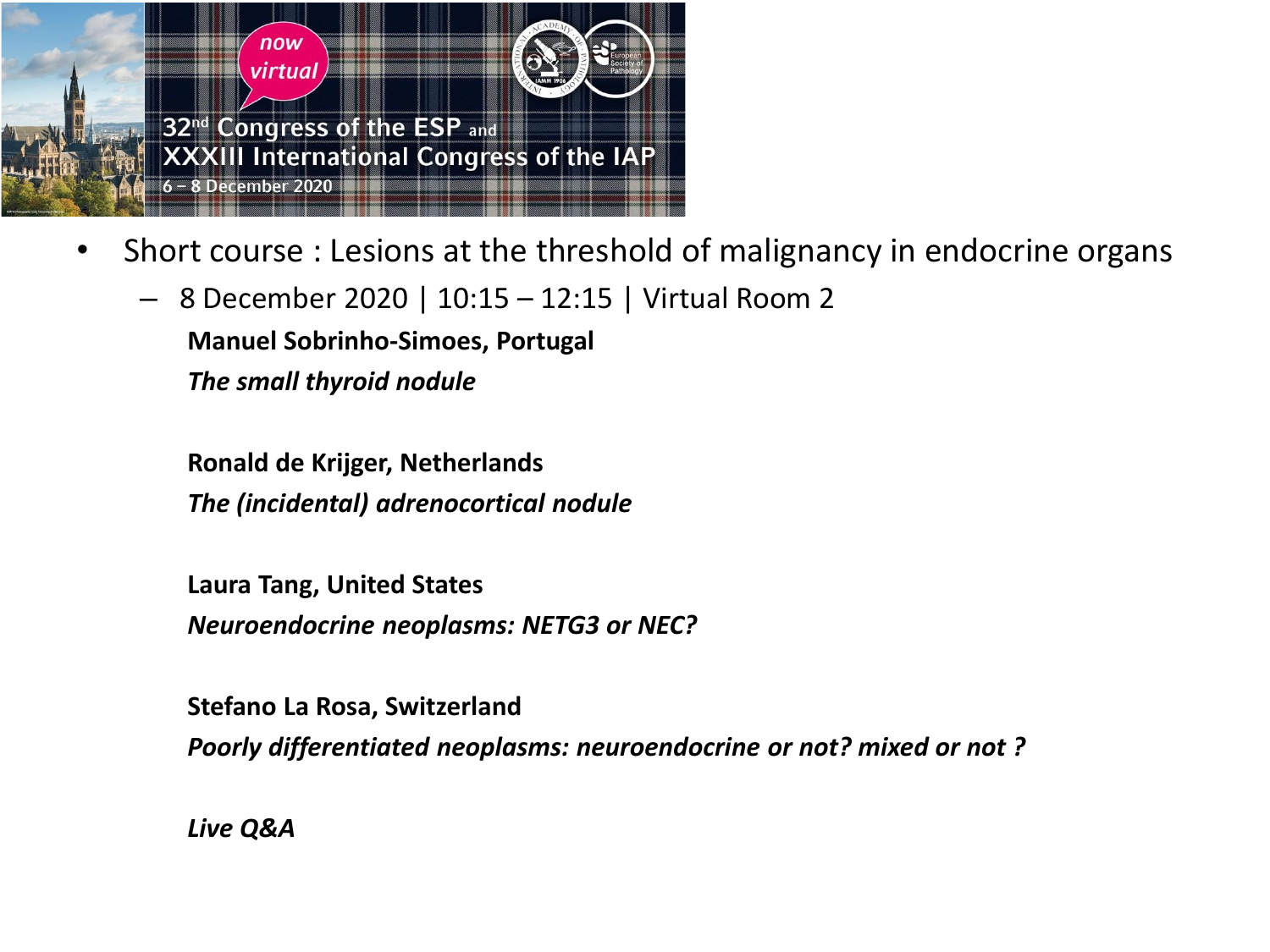now virtual

32[nd] Congress of the ESP and
XXXIII International Congress of the IAP
6 – 8 December 2020

- Short course : Lesions at the threshold of malignancy in endocrine organs
  - 8 December 2020 | 10:15 – 12:15 | Virtual Room 2

    **Manuel Sobrinho-Simoes, Portugal**
    ***The small thyroid nodule***

    **Ronald de Krijger, Netherlands**
    ***The (incidental) adrenocortical nodule***

    **Laura Tang, United States**
    ***Neuroendocrine neoplasms: NETG3 or NEC?***

    **Stefano La Rosa, Switzerland**
    ***Poorly differentiated neoplasms: neuroendocrine or not? mixed or not ?***

    ***Live Q&A***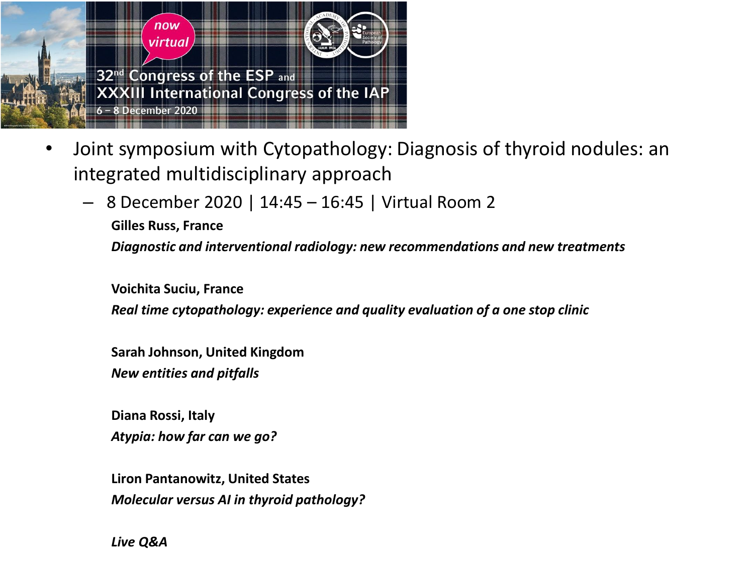now virtual

32nd Congress of the ESP and XXXIII International Congress of the IAP

6 – 8 December 2020

- Joint symposium with Cytopathology: Diagnosis of thyroid nodules: an integrated multidisciplinary approach
  - 8 December 2020 | 14:45 – 16:45 | Virtual Room 2

    **Gilles Russ, France**

    ***Diagnostic and interventional radiology: new recommendations and new treatments***

    **Voichita Suciu, France**

    ***Real time cytopathology: experience and quality evaluation of a one stop clinic***

    **Sarah Johnson, United Kingdom**

    ***New entities and pitfalls***

    **Diana Rossi, Italy**

    ***Atypia: how far can we go?***

    **Liron Pantanowitz, United States**

    ***Molecular versus AI in thyroid pathology?***

    ***Live Q&A***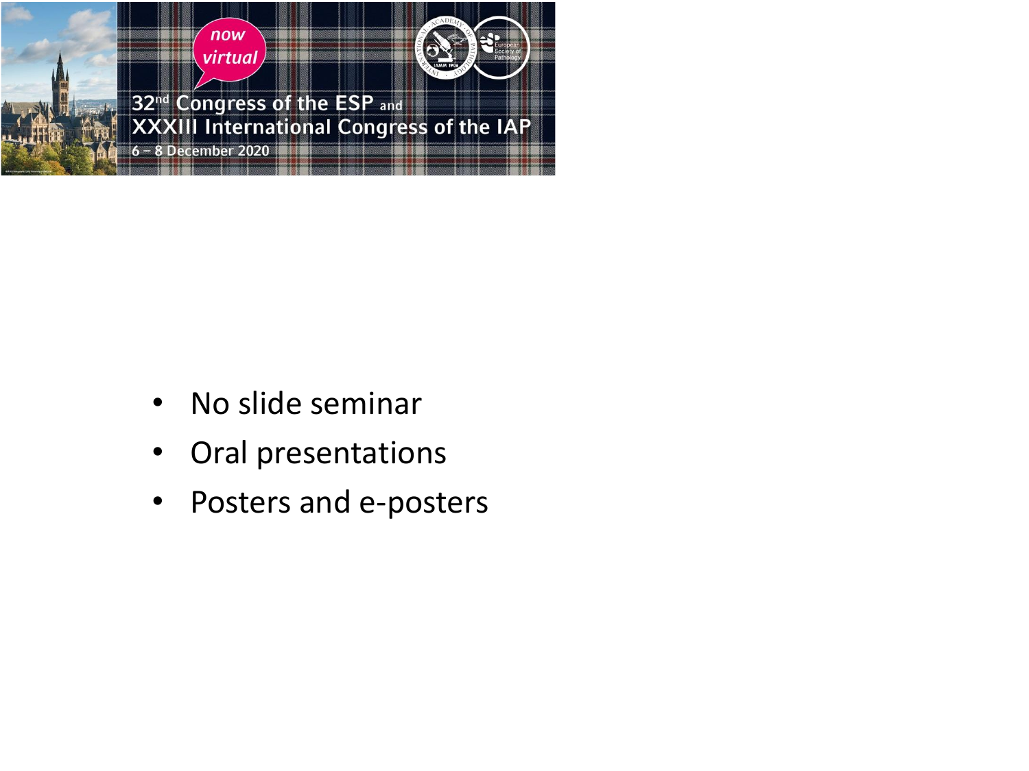now virtual

32nd Congress of the ESP and
XXXIII International Congress of the IAP
6 – 8 December 2020

- No slide seminar
- Oral presentations
- Posters and e-posters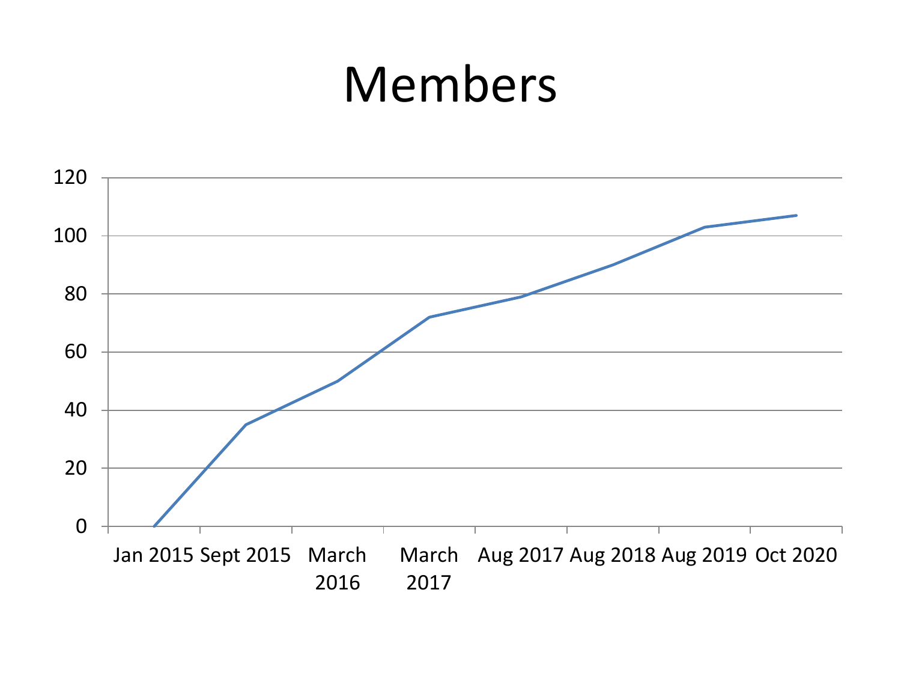# Members

120
100
80
60
40
20
0

Jan 2015 Sept 2015 March 2016 March 2017 Aug 2017 Aug 2018 Aug 2019 Oct 2020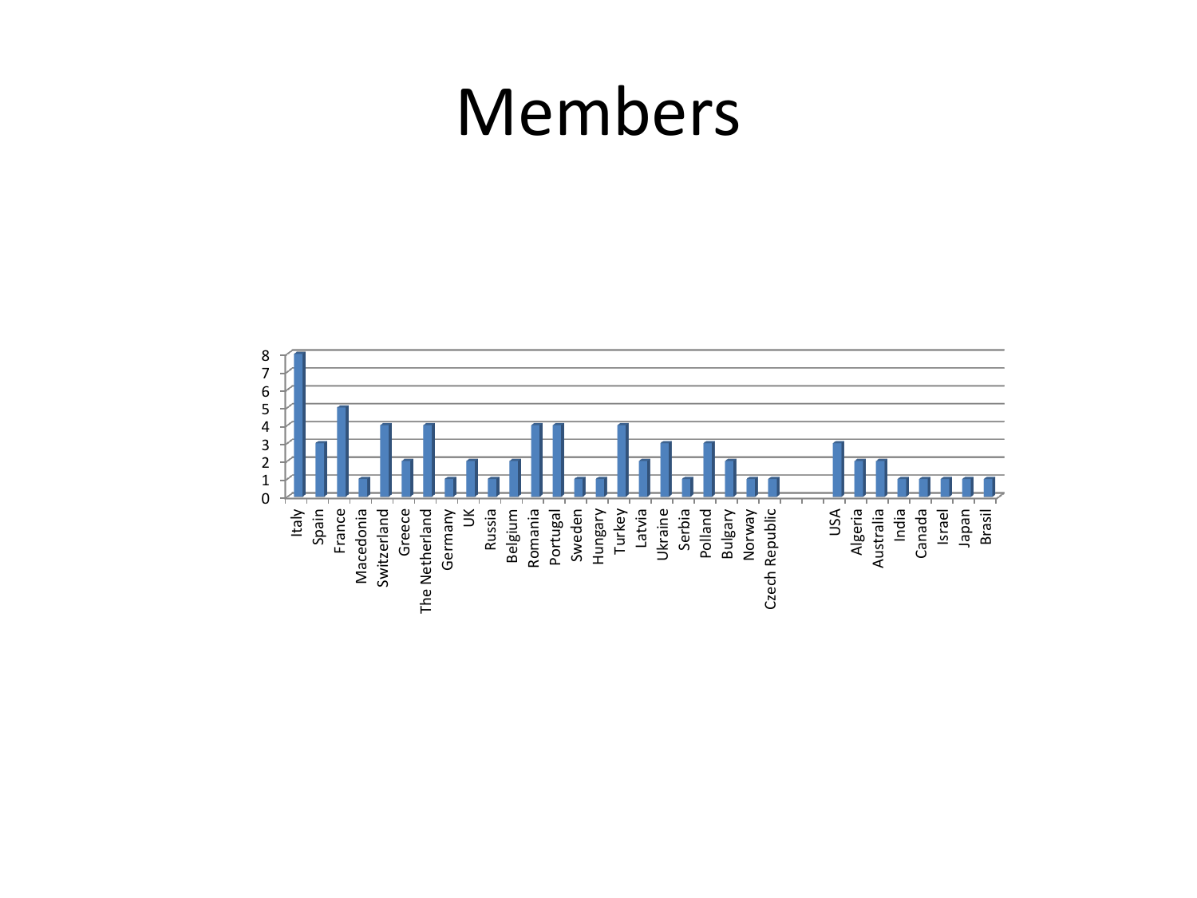# Members

| Country | Members |
|---|---|
| Italy | 8 |
| Spain | 3 |
| France | 5 |
| Macedonia | 1 |
| Switzerland | 4 |
| Greece | 2 |
| The Netherland | 4 |
| Germany | 1 |
| UK | 2 |
| Russia | 1 |
| Belgium | 2 |
| Romania | 4 |
| Portugal | 4 |
| Sweden | 1 |
| Hungary | 1 |
| Turkey | 4 |
| Latvia | 2 |
| Ukraine | 3 |
| Serbia | 1 |
| Polland | 3 |
| Bulgary | 2 |
| Norway | 1 |
| Czech Republic | 1 |
| USA | 3 |
| Algeria | 2 |
| Australia | 2 |
| India | 1 |
| Canada | 1 |
| Israel | 1 |
| Japan | 1 |
| Brasil | 1 |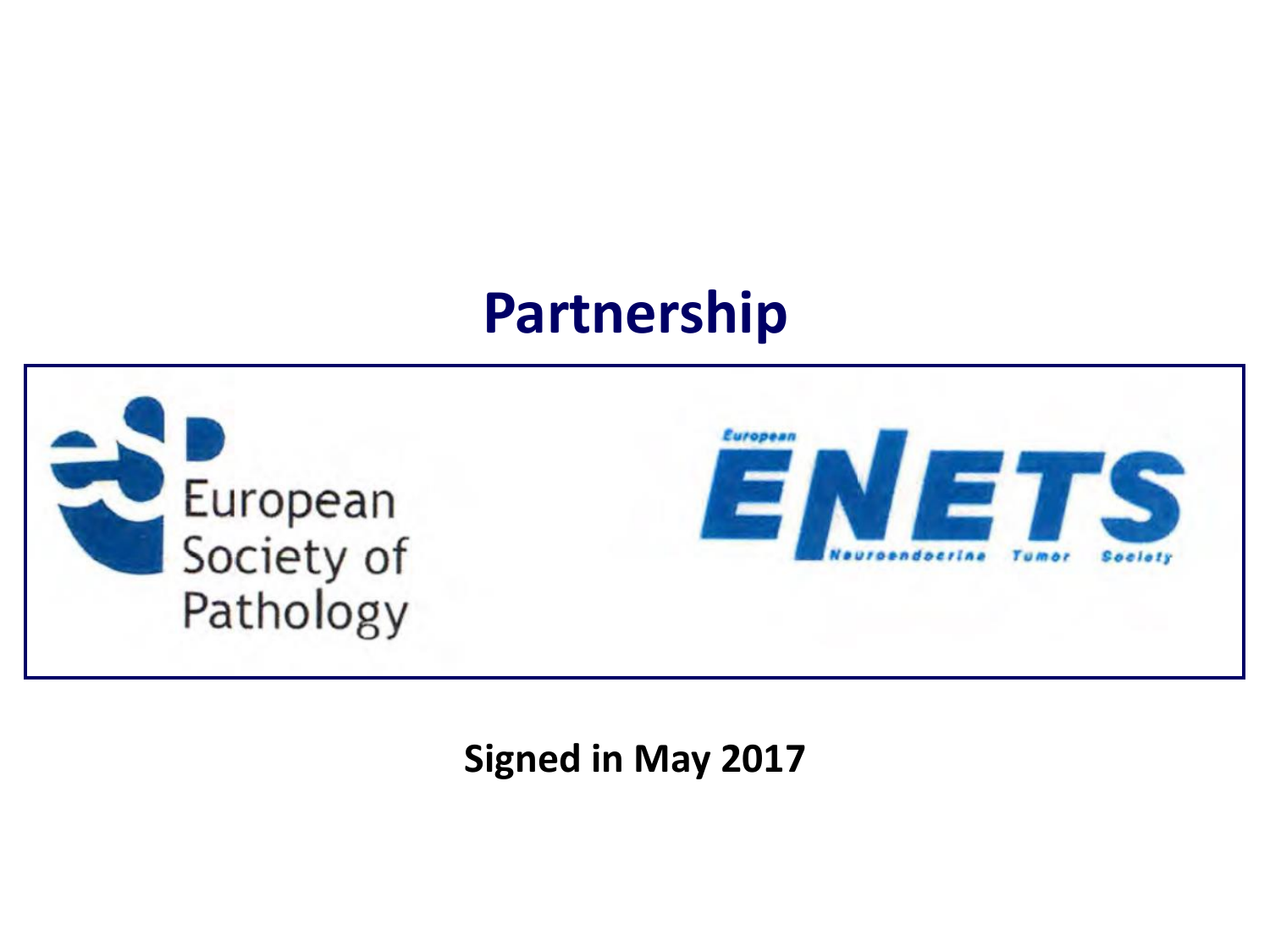# Partnership

European Society of Pathology

European ENETS Neuroendocrine Tumor Society

**Signed in May 2017**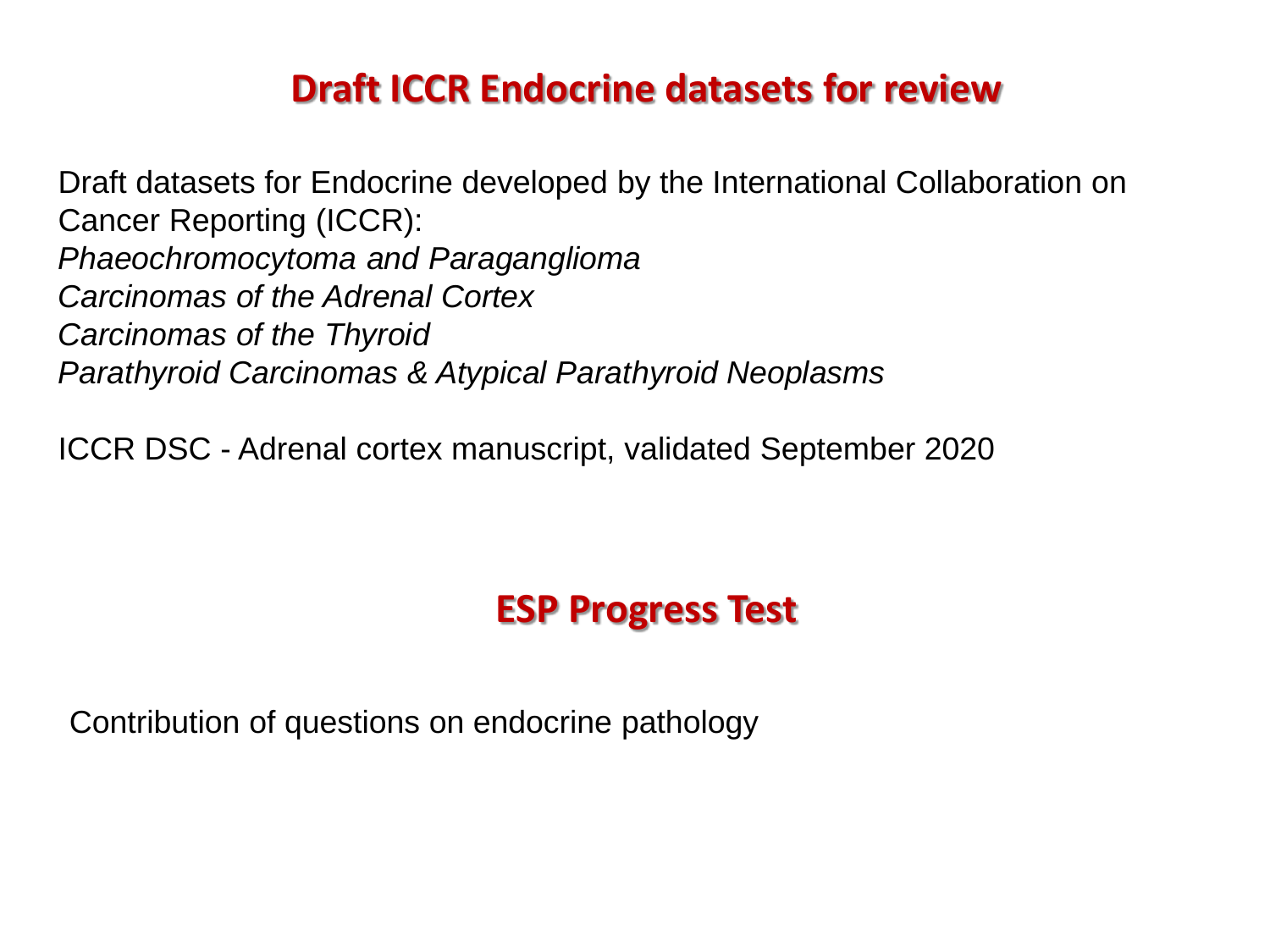## Draft ICCR Endocrine datasets for review

Draft datasets for Endocrine developed by the International Collaboration on Cancer Reporting (ICCR):

*Phaeochromocytoma and Paraganglioma*
*Carcinomas of the Adrenal Cortex*
*Carcinomas of the Thyroid*
*Parathyroid Carcinomas & Atypical Parathyroid Neoplasms*

ICCR DSC - Adrenal cortex manuscript, validated September 2020

## ESP Progress Test

Contribution of questions on endocrine pathology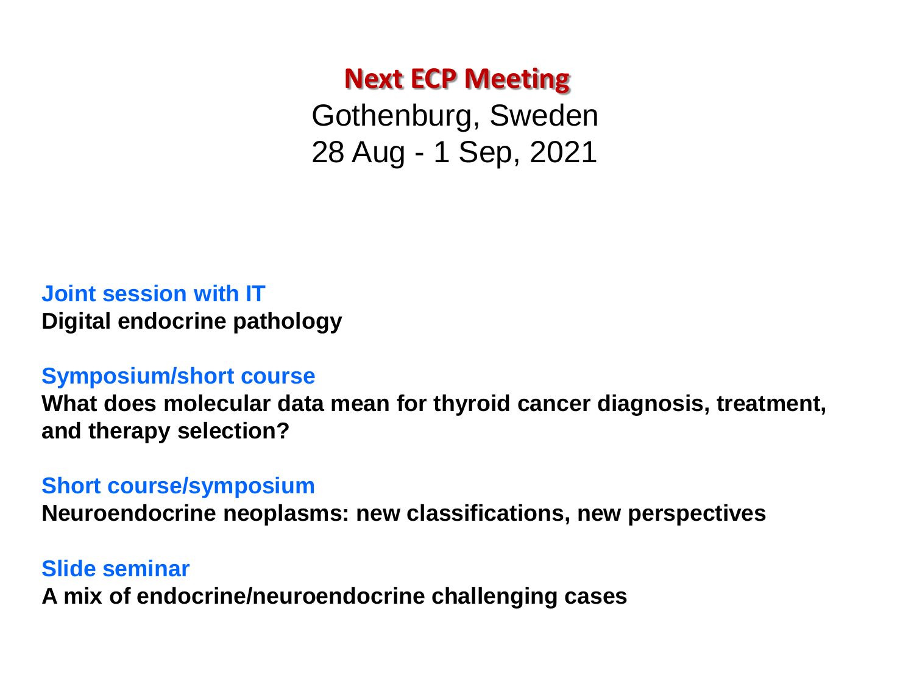# Next ECP Meeting

Gothenburg, Sweden
28 Aug - 1 Sep, 2021

**Joint session with IT**
**Digital endocrine pathology**

**Symposium/short course**
**What does molecular data mean for thyroid cancer diagnosis, treatment, and therapy selection?**

**Short course/symposium**
**Neuroendocrine neoplasms: new classifications, new perspectives**

**Slide seminar**
**A mix of endocrine/neuroendocrine challenging cases**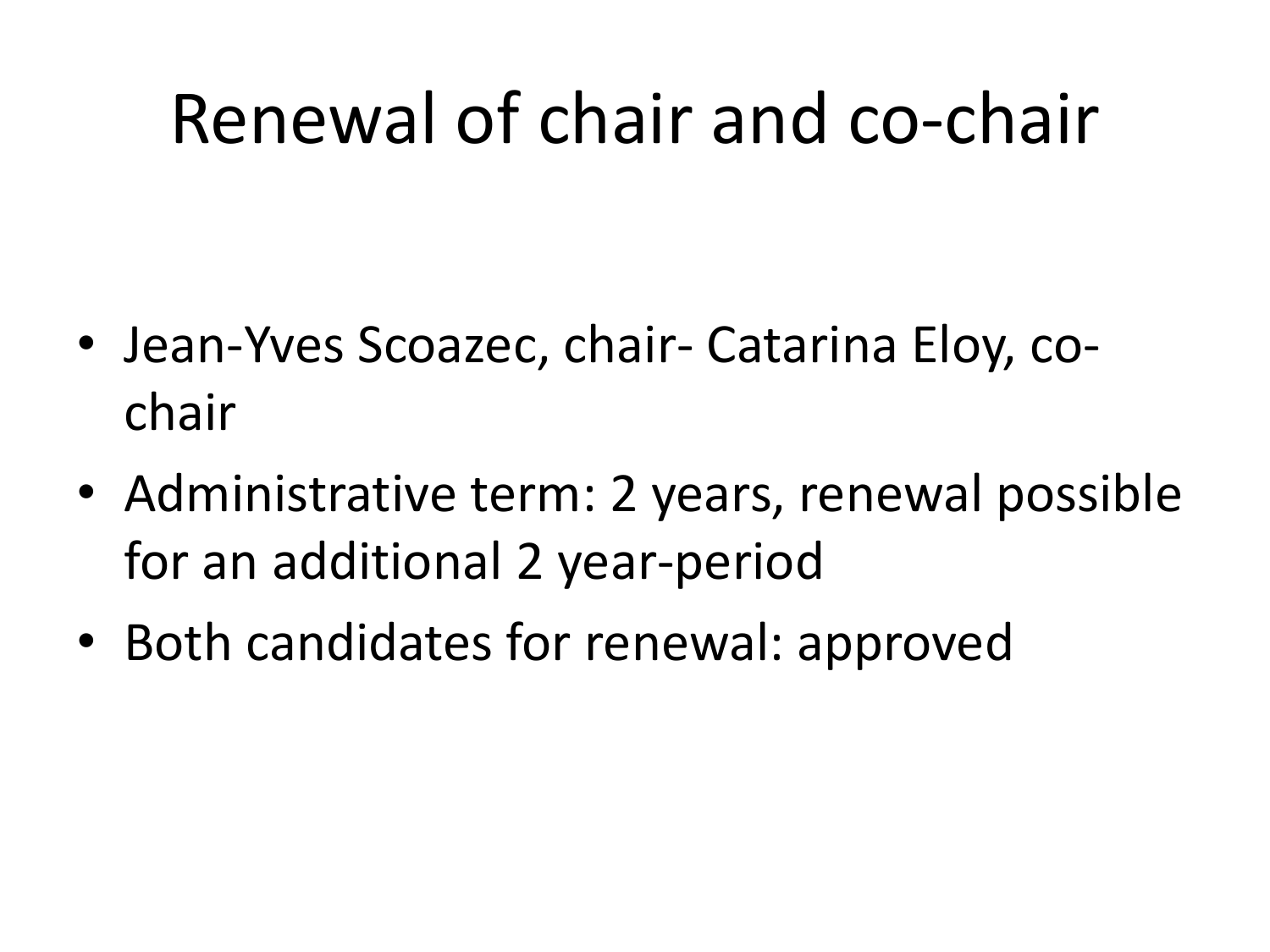# Renewal of chair and co-chair

- Jean-Yves Scoazec, chair- Catarina Eloy, co-chair
- Administrative term: 2 years, renewal possible for an additional 2 year-period
- Both candidates for renewal: approved